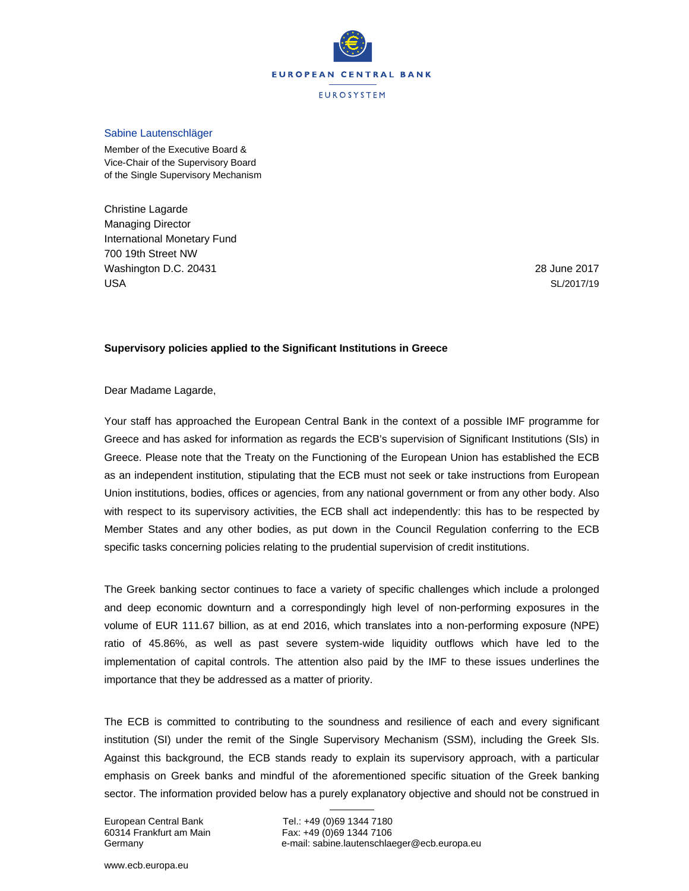EUROPEAN CENTRAL BANK

EUROSYSTEM

Sabine Lautenschläger

Member of the Executive Board &
Vice-Chair of the Supervisory Board
of the Single Supervisory Mechanism

Christine Lagarde
Managing Director
International Monetary Fund
700 19th Street NW
Washington D.C. 20431
USA

28 June 2017
SL/2017/19

**Supervisory policies applied to the Significant Institutions in Greece**

Dear Madame Lagarde,

Your staff has approached the European Central Bank in the context of a possible IMF programme for Greece and has asked for information as regards the ECB's supervision of Significant Institutions (SIs) in Greece. Please note that the Treaty on the Functioning of the European Union has established the ECB as an independent institution, stipulating that the ECB must not seek or take instructions from European Union institutions, bodies, offices or agencies, from any national government or from any other body. Also with respect to its supervisory activities, the ECB shall act independently: this has to be respected by Member States and any other bodies, as put down in the Council Regulation conferring to the ECB specific tasks concerning policies relating to the prudential supervision of credit institutions.

The Greek banking sector continues to face a variety of specific challenges which include a prolonged and deep economic downturn and a correspondingly high level of non-performing exposures in the volume of EUR 111.67 billion, as at end 2016, which translates into a non-performing exposure (NPE) ratio of 45.86%, as well as past severe system-wide liquidity outflows which have led to the implementation of capital controls. The attention also paid by the IMF to these issues underlines the importance that they be addressed as a matter of priority.

The ECB is committed to contributing to the soundness and resilience of each and every significant institution (SI) under the remit of the Single Supervisory Mechanism (SSM), including the Greek SIs. Against this background, the ECB stands ready to explain its supervisory approach, with a particular emphasis on Greek banks and mindful of the aforementioned specific situation of the Greek banking sector. The information provided below has a purely explanatory objective and should not be construed in

European Central Bank
60314 Frankfurt am Main
Germany

Tel.: +49 (0)69 1344 7180
Fax: +49 (0)69 1344 7106
e-mail: sabine.lautenschlaeger@ecb.europa.eu

www.ecb.europa.eu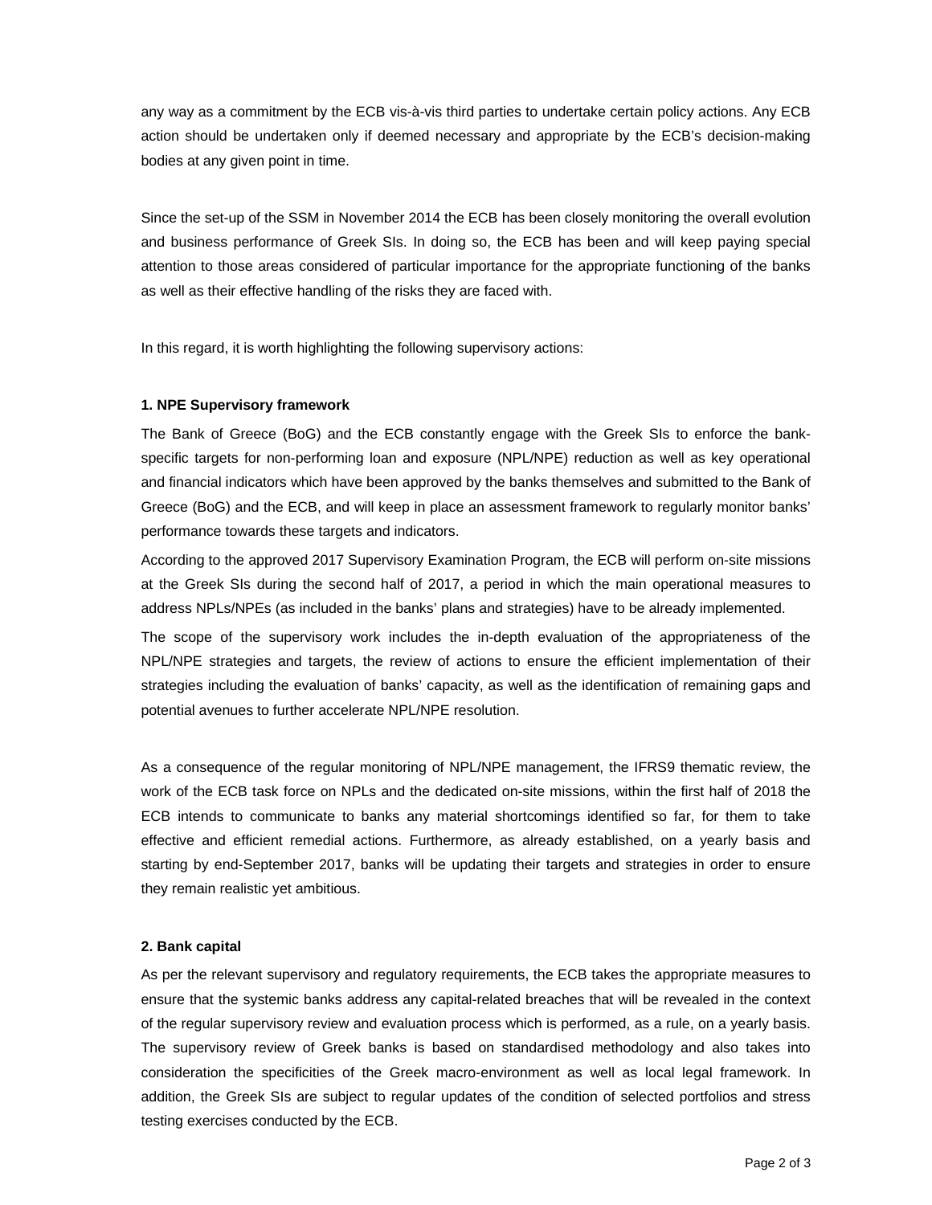any way as a commitment by the ECB vis-à-vis third parties to undertake certain policy actions. Any ECB action should be undertaken only if deemed necessary and appropriate by the ECB's decision-making bodies at any given point in time.

Since the set-up of the SSM in November 2014 the ECB has been closely monitoring the overall evolution and business performance of Greek SIs. In doing so, the ECB has been and will keep paying special attention to those areas considered of particular importance for the appropriate functioning of the banks as well as their effective handling of the risks they are faced with.

In this regard, it is worth highlighting the following supervisory actions:

**1. NPE Supervisory framework**

The Bank of Greece (BoG) and the ECB constantly engage with the Greek SIs to enforce the bank-specific targets for non-performing loan and exposure (NPL/NPE) reduction as well as key operational and financial indicators which have been approved by the banks themselves and submitted to the Bank of Greece (BoG) and the ECB, and will keep in place an assessment framework to regularly monitor banks' performance towards these targets and indicators.

According to the approved 2017 Supervisory Examination Program, the ECB will perform on-site missions at the Greek SIs during the second half of 2017, a period in which the main operational measures to address NPLs/NPEs (as included in the banks' plans and strategies) have to be already implemented.

The scope of the supervisory work includes the in-depth evaluation of the appropriateness of the NPL/NPE strategies and targets, the review of actions to ensure the efficient implementation of their strategies including the evaluation of banks' capacity, as well as the identification of remaining gaps and potential avenues to further accelerate NPL/NPE resolution.

As a consequence of the regular monitoring of NPL/NPE management, the IFRS9 thematic review, the work of the ECB task force on NPLs and the dedicated on-site missions, within the first half of 2018 the ECB intends to communicate to banks any material shortcomings identified so far, for them to take effective and efficient remedial actions. Furthermore, as already established, on a yearly basis and starting by end-September 2017, banks will be updating their targets and strategies in order to ensure they remain realistic yet ambitious.

**2. Bank capital**

As per the relevant supervisory and regulatory requirements, the ECB takes the appropriate measures to ensure that the systemic banks address any capital-related breaches that will be revealed in the context of the regular supervisory review and evaluation process which is performed, as a rule, on a yearly basis. The supervisory review of Greek banks is based on standardised methodology and also takes into consideration the specificities of the Greek macro-environment as well as local legal framework. In addition, the Greek SIs are subject to regular updates of the condition of selected portfolios and stress testing exercises conducted by the ECB.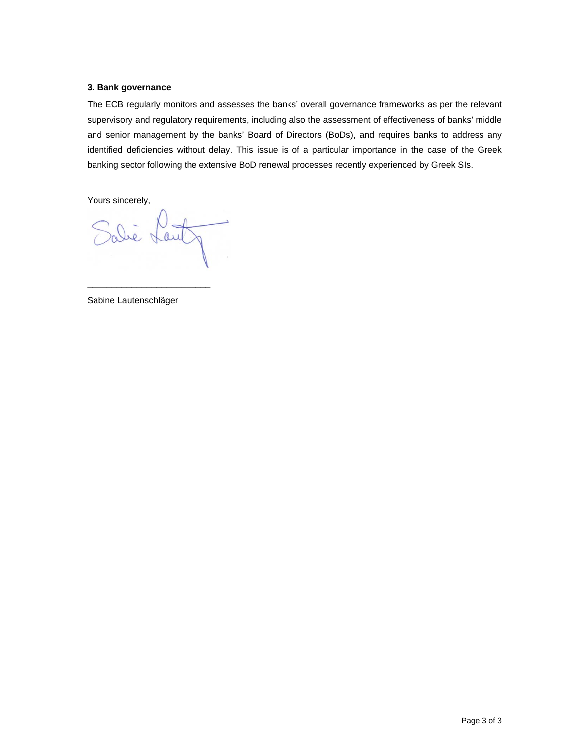### 3. Bank governance

The ECB regularly monitors and assesses the banks' overall governance frameworks as per the relevant supervisory and regulatory requirements, including also the assessment of effectiveness of banks' middle and senior management by the banks' Board of Directors (BoDs), and requires banks to address any identified deficiencies without delay. This issue is of a particular importance in the case of the Greek banking sector following the extensive BoD renewal processes recently experienced by Greek SIs.

Yours sincerely,

________________________

Sabine Lautenschläger